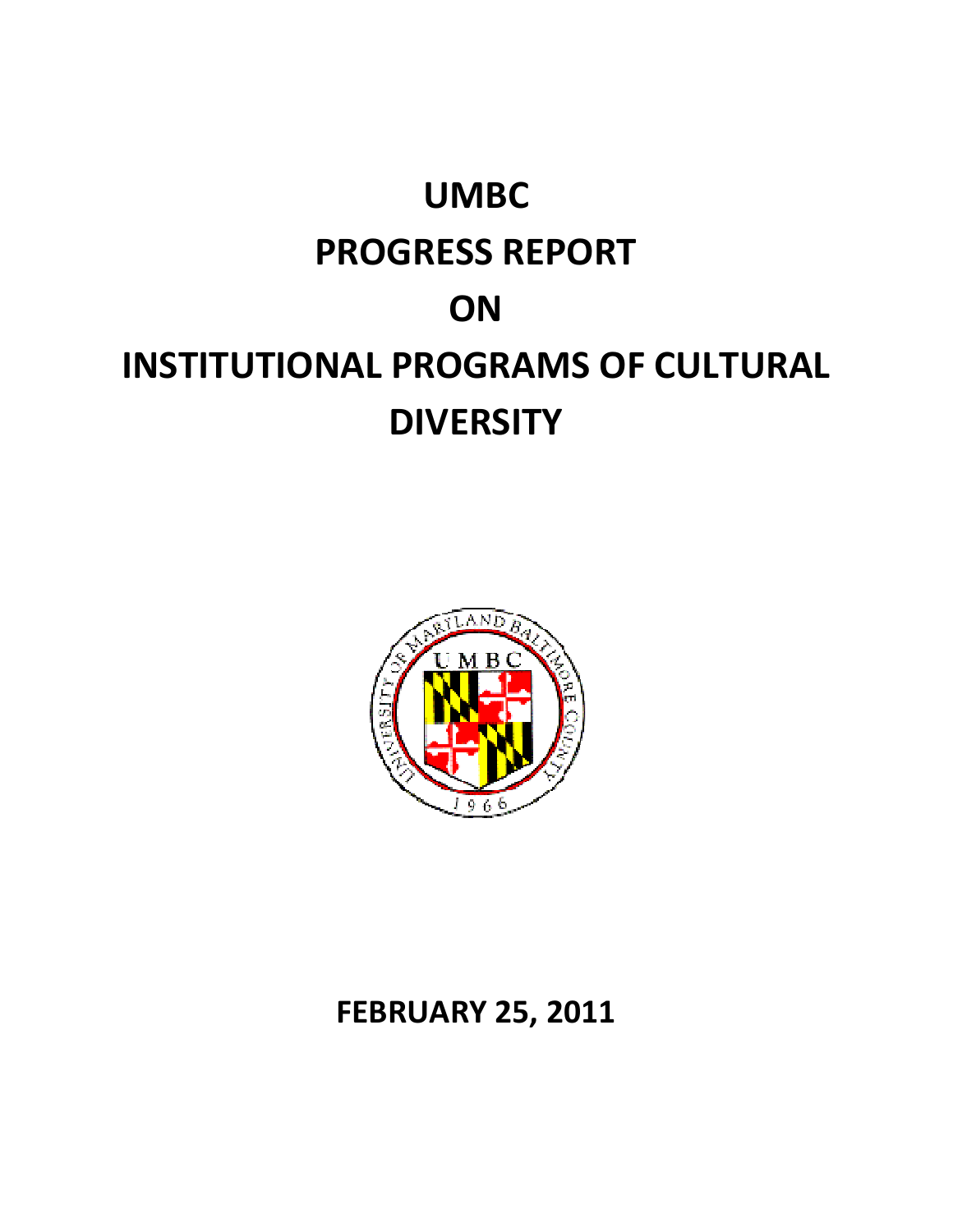# UMBC
# PROGRESS REPORT
# ON
# INSTITUTIONAL PROGRAMS OF CULTURAL DIVERSITY

**FEBRUARY 25, 2011**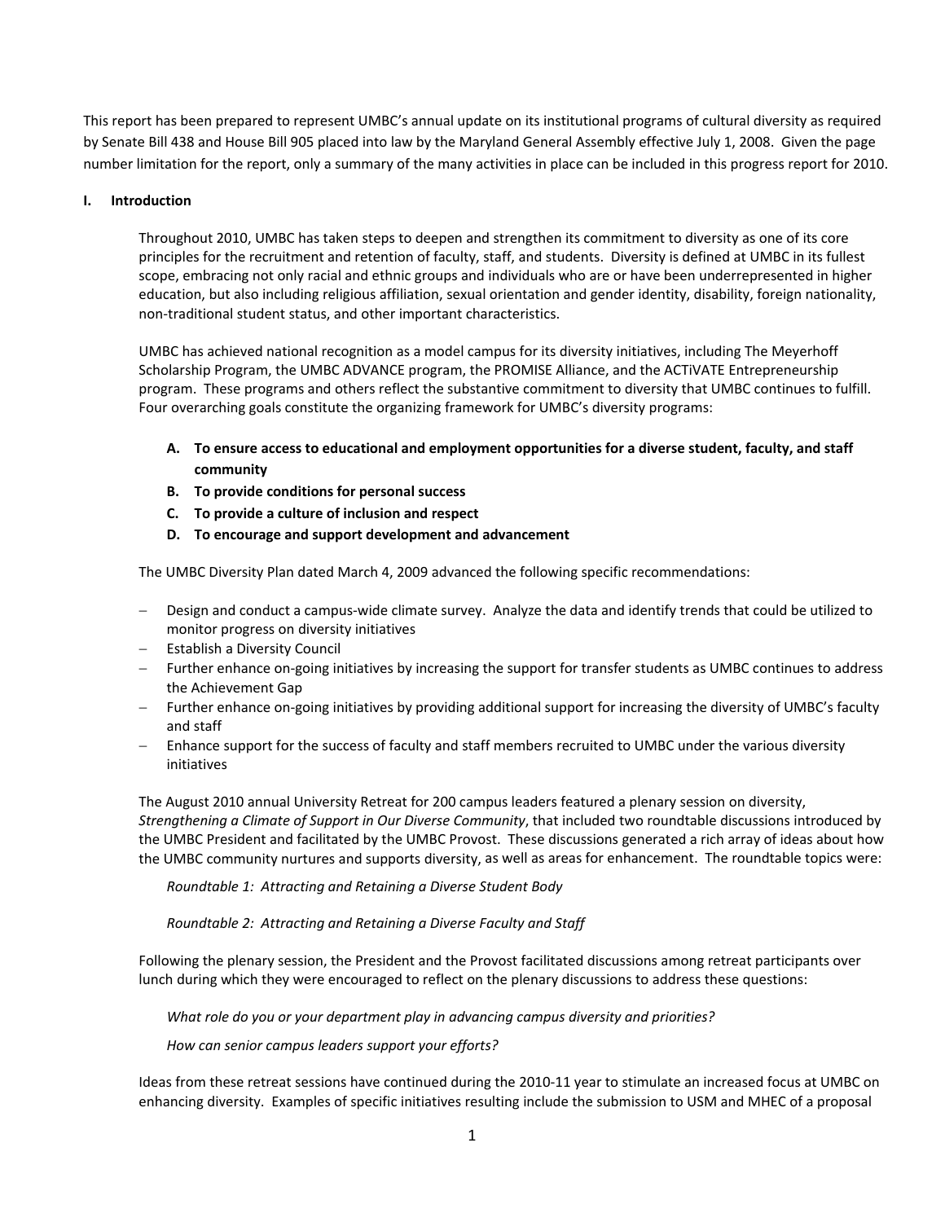This report has been prepared to represent UMBC's annual update on its institutional programs of cultural diversity as required by Senate Bill 438 and House Bill 905 placed into law by the Maryland General Assembly effective July 1, 2008. Given the page number limitation for the report, only a summary of the many activities in place can be included in this progress report for 2010.

## I. Introduction

Throughout 2010, UMBC has taken steps to deepen and strengthen its commitment to diversity as one of its core principles for the recruitment and retention of faculty, staff, and students. Diversity is defined at UMBC in its fullest scope, embracing not only racial and ethnic groups and individuals who are or have been underrepresented in higher education, but also including religious affiliation, sexual orientation and gender identity, disability, foreign nationality, non-traditional student status, and other important characteristics.

UMBC has achieved national recognition as a model campus for its diversity initiatives, including The Meyerhoff Scholarship Program, the UMBC ADVANCE program, the PROMISE Alliance, and the ACTiVATE Entrepreneurship program. These programs and others reflect the substantive commitment to diversity that UMBC continues to fulfill. Four overarching goals constitute the organizing framework for UMBC's diversity programs:

A. **To ensure access to educational and employment opportunities for a diverse student, faculty, and staff community**
B. **To provide conditions for personal success**
C. **To provide a culture of inclusion and respect**
D. **To encourage and support development and advancement**

The UMBC Diversity Plan dated March 4, 2009 advanced the following specific recommendations:

- Design and conduct a campus-wide climate survey. Analyze the data and identify trends that could be utilized to monitor progress on diversity initiatives
- Establish a Diversity Council
- Further enhance on-going initiatives by increasing the support for transfer students as UMBC continues to address the Achievement Gap
- Further enhance on-going initiatives by providing additional support for increasing the diversity of UMBC's faculty and staff
- Enhance support for the success of faculty and staff members recruited to UMBC under the various diversity initiatives

The August 2010 annual University Retreat for 200 campus leaders featured a plenary session on diversity, *Strengthening a Climate of Support in Our Diverse Community*, that included two roundtable discussions introduced by the UMBC President and facilitated by the UMBC Provost. These discussions generated a rich array of ideas about how the UMBC community nurtures and supports diversity, as well as areas for enhancement. The roundtable topics were:

*Roundtable 1: Attracting and Retaining a Diverse Student Body*

*Roundtable 2: Attracting and Retaining a Diverse Faculty and Staff*

Following the plenary session, the President and the Provost facilitated discussions among retreat participants over lunch during which they were encouraged to reflect on the plenary discussions to address these questions:

*What role do you or your department play in advancing campus diversity and priorities?*

*How can senior campus leaders support your efforts?*

Ideas from these retreat sessions have continued during the 2010-11 year to stimulate an increased focus at UMBC on enhancing diversity. Examples of specific initiatives resulting include the submission to USM and MHEC of a proposal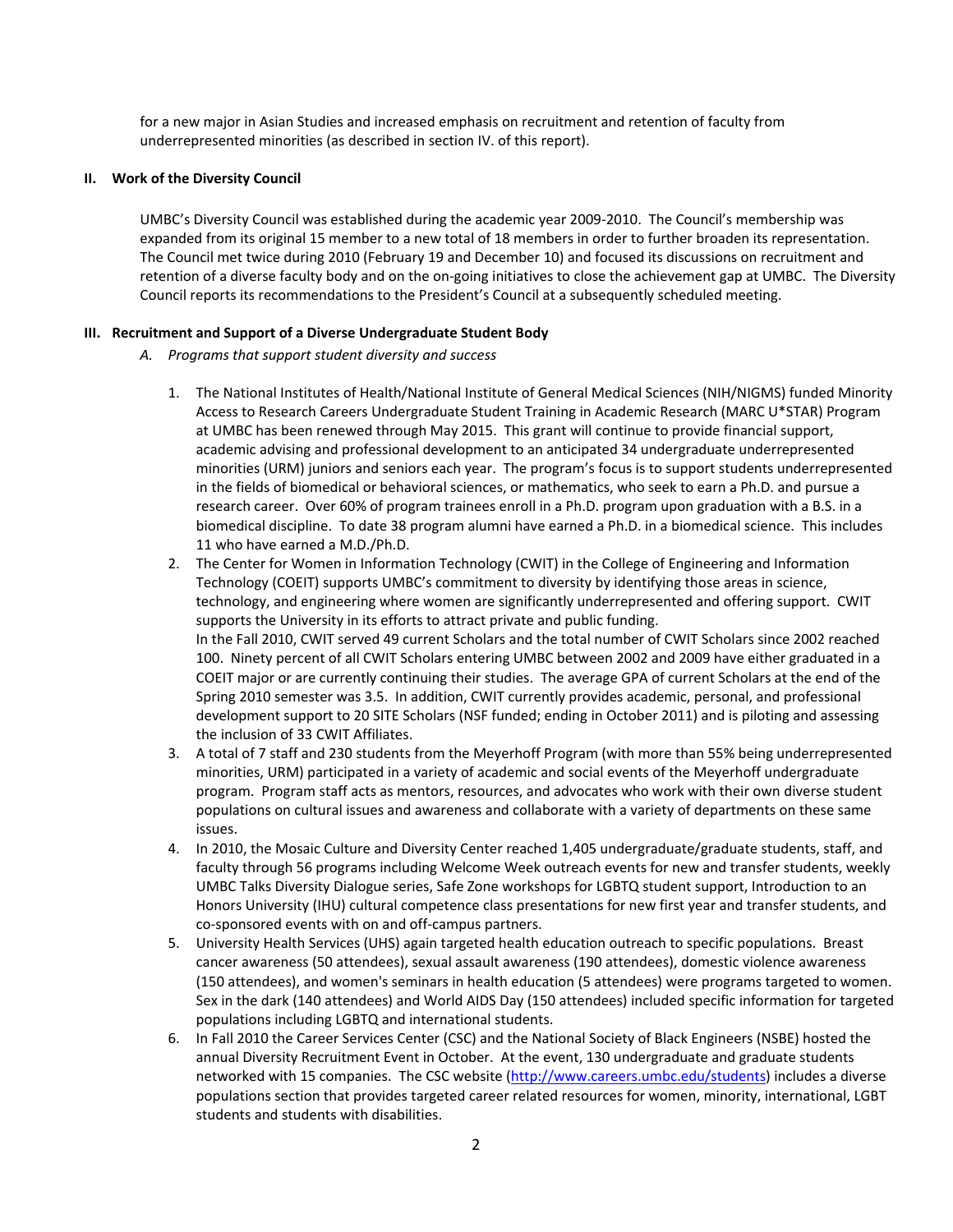for a new major in Asian Studies and increased emphasis on recruitment and retention of faculty from underrepresented minorities (as described in section IV. of this report).

## II. Work of the Diversity Council

UMBC's Diversity Council was established during the academic year 2009-2010. The Council's membership was expanded from its original 15 member to a new total of 18 members in order to further broaden its representation. The Council met twice during 2010 (February 19 and December 10) and focused its discussions on recruitment and retention of a diverse faculty body and on the on-going initiatives to close the achievement gap at UMBC. The Diversity Council reports its recommendations to the President's Council at a subsequently scheduled meeting.

## III. Recruitment and Support of a Diverse Undergraduate Student Body

### A. *Programs that support student diversity and success*

1. The National Institutes of Health/National Institute of General Medical Sciences (NIH/NIGMS) funded Minority Access to Research Careers Undergraduate Student Training in Academic Research (MARC U*STAR) Program at UMBC has been renewed through May 2015. This grant will continue to provide financial support, academic advising and professional development to an anticipated 34 undergraduate underrepresented minorities (URM) juniors and seniors each year. The program's focus is to support students underrepresented in the fields of biomedical or behavioral sciences, or mathematics, who seek to earn a Ph.D. and pursue a research career. Over 60% of program trainees enroll in a Ph.D. program upon graduation with a B.S. in a biomedical discipline. To date 38 program alumni have earned a Ph.D. in a biomedical science. This includes 11 who have earned a M.D./Ph.D.
2. The Center for Women in Information Technology (CWIT) in the College of Engineering and Information Technology (COEIT) supports UMBC's commitment to diversity by identifying those areas in science, technology, and engineering where women are significantly underrepresented and offering support. CWIT supports the University in its efforts to attract private and public funding.
   In the Fall 2010, CWIT served 49 current Scholars and the total number of CWIT Scholars since 2002 reached 100. Ninety percent of all CWIT Scholars entering UMBC between 2002 and 2009 have either graduated in a COEIT major or are currently continuing their studies. The average GPA of current Scholars at the end of the Spring 2010 semester was 3.5. In addition, CWIT currently provides academic, personal, and professional development support to 20 SITE Scholars (NSF funded; ending in October 2011) and is piloting and assessing the inclusion of 33 CWIT Affiliates.
3. A total of 7 staff and 230 students from the Meyerhoff Program (with more than 55% being underrepresented minorities, URM) participated in a variety of academic and social events of the Meyerhoff undergraduate program. Program staff acts as mentors, resources, and advocates who work with their own diverse student populations on cultural issues and awareness and collaborate with a variety of departments on these same issues.
4. In 2010, the Mosaic Culture and Diversity Center reached 1,405 undergraduate/graduate students, staff, and faculty through 56 programs including Welcome Week outreach events for new and transfer students, weekly UMBC Talks Diversity Dialogue series, Safe Zone workshops for LGBTQ student support, Introduction to an Honors University (IHU) cultural competence class presentations for new first year and transfer students, and co-sponsored events with on and off-campus partners.
5. University Health Services (UHS) again targeted health education outreach to specific populations. Breast cancer awareness (50 attendees), sexual assault awareness (190 attendees), domestic violence awareness (150 attendees), and women's seminars in health education (5 attendees) were programs targeted to women. Sex in the dark (140 attendees) and World AIDS Day (150 attendees) included specific information for targeted populations including LGBTQ and international students.
6. In Fall 2010 the Career Services Center (CSC) and the National Society of Black Engineers (NSBE) hosted the annual Diversity Recruitment Event in October. At the event, 130 undergraduate and graduate students networked with 15 companies. The CSC website (http://www.careers.umbc.edu/students) includes a diverse populations section that provides targeted career related resources for women, minority, international, LGBT students and students with disabilities.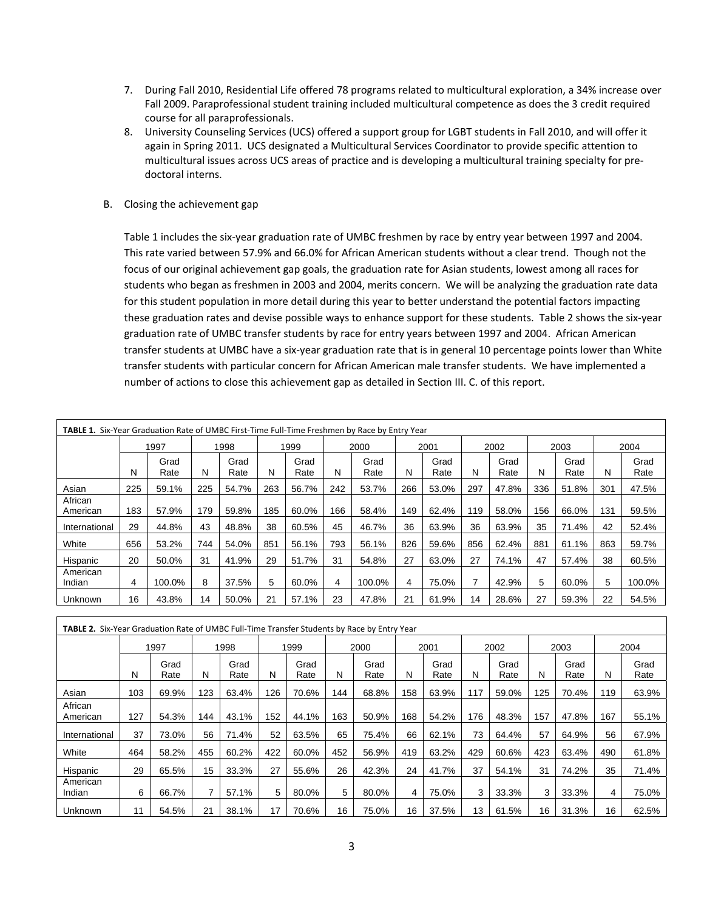7. During Fall 2010, Residential Life offered 78 programs related to multicultural exploration, a 34% increase over Fall 2009. Paraprofessional student training included multicultural competence as does the 3 credit required course for all paraprofessionals.
8. University Counseling Services (UCS) offered a support group for LGBT students in Fall 2010, and will offer it again in Spring 2011. UCS designated a Multicultural Services Coordinator to provide specific attention to multicultural issues across UCS areas of practice and is developing a multicultural training specialty for pre-doctoral interns.

B. Closing the achievement gap

Table 1 includes the six-year graduation rate of UMBC freshmen by race by entry year between 1997 and 2004. This rate varied between 57.9% and 66.0% for African American students without a clear trend. Though not the focus of our original achievement gap goals, the graduation rate for Asian students, lowest among all races for students who began as freshmen in 2003 and 2004, merits concern. We will be analyzing the graduation rate data for this student population in more detail during this year to better understand the potential factors impacting these graduation rates and devise possible ways to enhance support for these students. Table 2 shows the six-year graduation rate of UMBC transfer students by race for entry years between 1997 and 2004. African American transfer students at UMBC have a six-year graduation rate that is in general 10 percentage points lower than White transfer students with particular concern for African American male transfer students. We have implemented a number of actions to close this achievement gap as detailed in Section III. C. of this report.

**TABLE 1.** Six-Year Graduation Rate of UMBC First-Time Full-Time Freshmen by Race by Entry Year

| | 1997 | | 1998 | | 1999 | | 2000 | | 2001 | | 2002 | | 2003 | | 2004 | |
|---|---|---|---|---|---|---|---|---|---|---|---|---|---|---|---|---|
| | N | Grad Rate | N | Grad Rate | N | Grad Rate | N | Grad Rate | N | Grad Rate | N | Grad Rate | N | Grad Rate | N | Grad Rate |
| Asian | 225 | 59.1% | 225 | 54.7% | 263 | 56.7% | 242 | 53.7% | 266 | 53.0% | 297 | 47.8% | 336 | 51.8% | 301 | 47.5% |
| African American | 183 | 57.9% | 179 | 59.8% | 185 | 60.0% | 166 | 58.4% | 149 | 62.4% | 119 | 58.0% | 156 | 66.0% | 131 | 59.5% |
| International | 29 | 44.8% | 43 | 48.8% | 38 | 60.5% | 45 | 46.7% | 36 | 63.9% | 36 | 63.9% | 35 | 71.4% | 42 | 52.4% |
| White | 656 | 53.2% | 744 | 54.0% | 851 | 56.1% | 793 | 56.1% | 826 | 59.6% | 856 | 62.4% | 881 | 61.1% | 863 | 59.7% |
| Hispanic | 20 | 50.0% | 31 | 41.9% | 29 | 51.7% | 31 | 54.8% | 27 | 63.0% | 27 | 74.1% | 47 | 57.4% | 38 | 60.5% |
| American Indian | 4 | 100.0% | 8 | 37.5% | 5 | 60.0% | 4 | 100.0% | 4 | 75.0% | 7 | 42.9% | 5 | 60.0% | 5 | 100.0% |
| Unknown | 16 | 43.8% | 14 | 50.0% | 21 | 57.1% | 23 | 47.8% | 21 | 61.9% | 14 | 28.6% | 27 | 59.3% | 22 | 54.5% |

**TABLE 2.** Six-Year Graduation Rate of UMBC Full-Time Transfer Students by Race by Entry Year

| | 1997 | | 1998 | | 1999 | | 2000 | | 2001 | | 2002 | | 2003 | | 2004 | |
|---|---|---|---|---|---|---|---|---|---|---|---|---|---|---|---|---|
| | N | Grad Rate | N | Grad Rate | N | Grad Rate | N | Grad Rate | N | Grad Rate | N | Grad Rate | N | Grad Rate | N | Grad Rate |
| Asian | 103 | 69.9% | 123 | 63.4% | 126 | 70.6% | 144 | 68.8% | 158 | 63.9% | 117 | 59.0% | 125 | 70.4% | 119 | 63.9% |
| African American | 127 | 54.3% | 144 | 43.1% | 152 | 44.1% | 163 | 50.9% | 168 | 54.2% | 176 | 48.3% | 157 | 47.8% | 167 | 55.1% |
| International | 37 | 73.0% | 56 | 71.4% | 52 | 63.5% | 65 | 75.4% | 66 | 62.1% | 73 | 64.4% | 57 | 64.9% | 56 | 67.9% |
| White | 464 | 58.2% | 455 | 60.2% | 422 | 60.0% | 452 | 56.9% | 419 | 63.2% | 429 | 60.6% | 423 | 63.4% | 490 | 61.8% |
| Hispanic | 29 | 65.5% | 15 | 33.3% | 27 | 55.6% | 26 | 42.3% | 24 | 41.7% | 37 | 54.1% | 31 | 74.2% | 35 | 71.4% |
| American Indian | 6 | 66.7% | 7 | 57.1% | 5 | 80.0% | 5 | 80.0% | 4 | 75.0% | 3 | 33.3% | 3 | 33.3% | 4 | 75.0% |
| Unknown | 11 | 54.5% | 21 | 38.1% | 17 | 70.6% | 16 | 75.0% | 16 | 37.5% | 13 | 61.5% | 16 | 31.3% | 16 | 62.5% |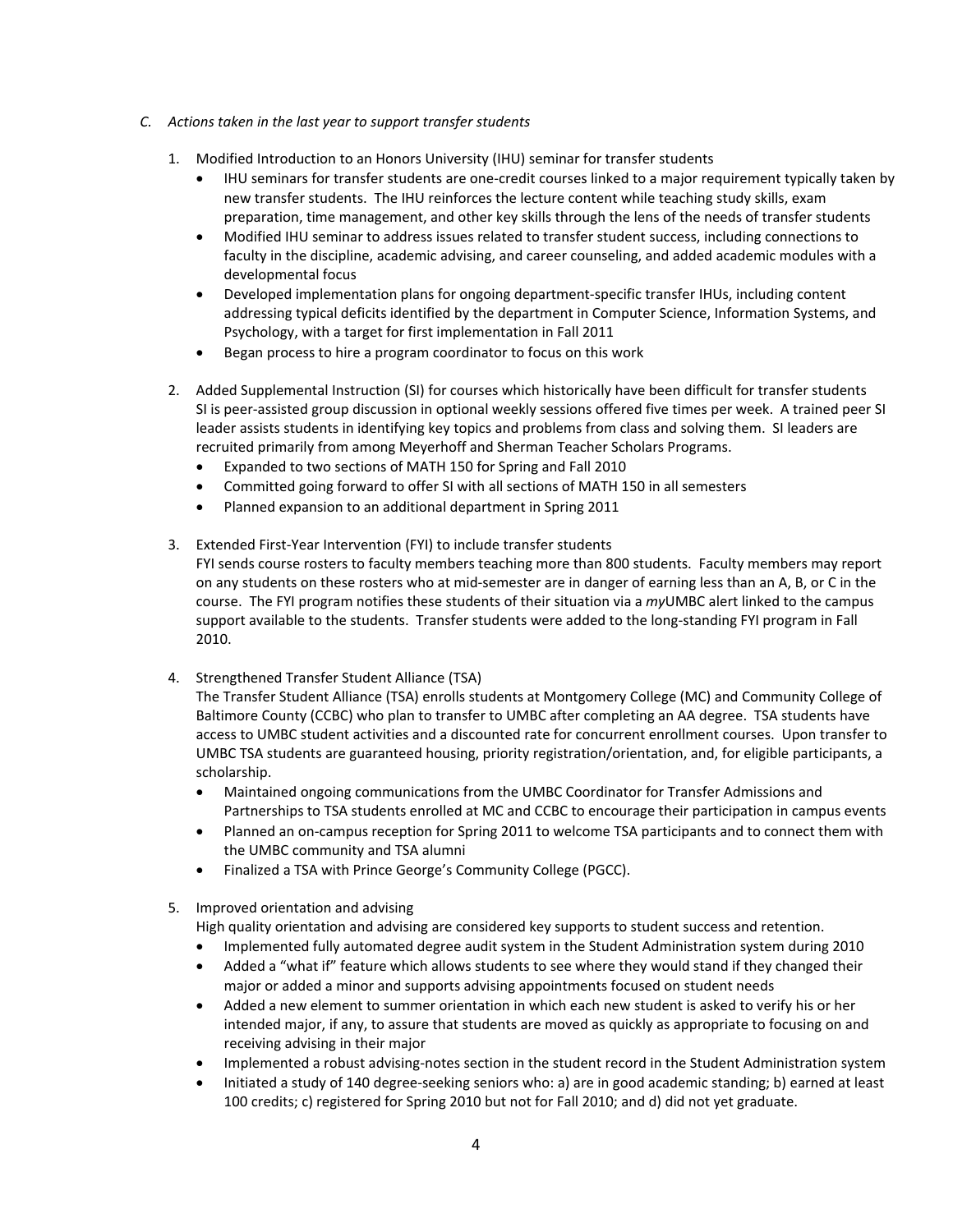*C. Actions taken in the last year to support transfer students*

1. Modified Introduction to an Honors University (IHU) seminar for transfer students
   - IHU seminars for transfer students are one-credit courses linked to a major requirement typically taken by new transfer students. The IHU reinforces the lecture content while teaching study skills, exam preparation, time management, and other key skills through the lens of the needs of transfer students
   - Modified IHU seminar to address issues related to transfer student success, including connections to faculty in the discipline, academic advising, and career counseling, and added academic modules with a developmental focus
   - Developed implementation plans for ongoing department-specific transfer IHUs, including content addressing typical deficits identified by the department in Computer Science, Information Systems, and Psychology, with a target for first implementation in Fall 2011
   - Began process to hire a program coordinator to focus on this work

2. Added Supplemental Instruction (SI) for courses which historically have been difficult for transfer students

   SI is peer-assisted group discussion in optional weekly sessions offered five times per week. A trained peer SI leader assists students in identifying key topics and problems from class and solving them. SI leaders are recruited primarily from among Meyerhoff and Sherman Teacher Scholars Programs.
   - Expanded to two sections of MATH 150 for Spring and Fall 2010
   - Committed going forward to offer SI with all sections of MATH 150 in all semesters
   - Planned expansion to an additional department in Spring 2011

3. Extended First-Year Intervention (FYI) to include transfer students

   FYI sends course rosters to faculty members teaching more than 800 students. Faculty members may report on any students on these rosters who at mid-semester are in danger of earning less than an A, B, or C in the course. The FYI program notifies these students of their situation via a *my*UMBC alert linked to the campus support available to the students. Transfer students were added to the long-standing FYI program in Fall 2010.

4. Strengthened Transfer Student Alliance (TSA)

   The Transfer Student Alliance (TSA) enrolls students at Montgomery College (MC) and Community College of Baltimore County (CCBC) who plan to transfer to UMBC after completing an AA degree. TSA students have access to UMBC student activities and a discounted rate for concurrent enrollment courses. Upon transfer to UMBC TSA students are guaranteed housing, priority registration/orientation, and, for eligible participants, a scholarship.
   - Maintained ongoing communications from the UMBC Coordinator for Transfer Admissions and Partnerships to TSA students enrolled at MC and CCBC to encourage their participation in campus events
   - Planned an on-campus reception for Spring 2011 to welcome TSA participants and to connect them with the UMBC community and TSA alumni
   - Finalized a TSA with Prince George's Community College (PGCC).

5. Improved orientation and advising

   High quality orientation and advising are considered key supports to student success and retention.
   - Implemented fully automated degree audit system in the Student Administration system during 2010
   - Added a "what if" feature which allows students to see where they would stand if they changed their major or added a minor and supports advising appointments focused on student needs
   - Added a new element to summer orientation in which each new student is asked to verify his or her intended major, if any, to assure that students are moved as quickly as appropriate to focusing on and receiving advising in their major
   - Implemented a robust advising-notes section in the student record in the Student Administration system
   - Initiated a study of 140 degree-seeking seniors who: a) are in good academic standing; b) earned at least 100 credits; c) registered for Spring 2010 but not for Fall 2010; and d) did not yet graduate.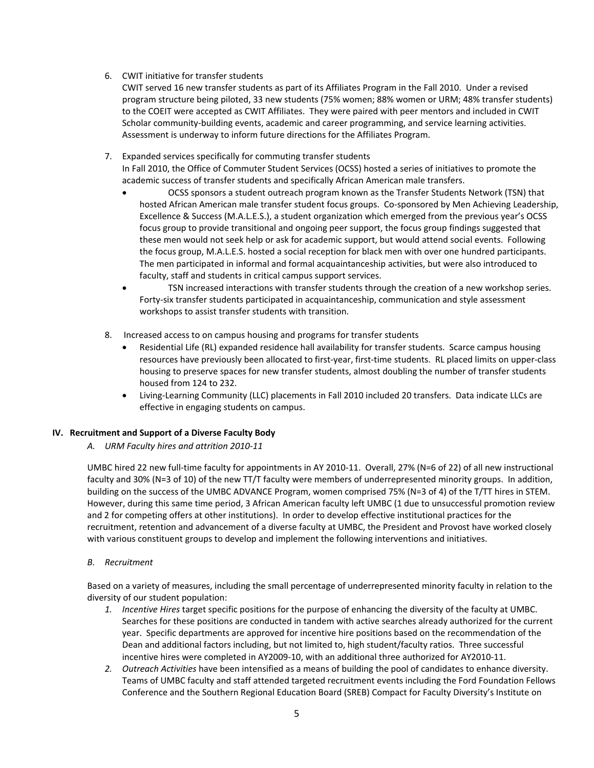6. CWIT initiative for transfer students
   CWIT served 16 new transfer students as part of its Affiliates Program in the Fall 2010. Under a revised program structure being piloted, 33 new students (75% women; 88% women or URM; 48% transfer students) to the COEIT were accepted as CWIT Affiliates. They were paired with peer mentors and included in CWIT Scholar community-building events, academic and career programming, and service learning activities. Assessment is underway to inform future directions for the Affiliates Program.

7. Expanded services specifically for commuting transfer students
   In Fall 2010, the Office of Commuter Student Services (OCSS) hosted a series of initiatives to promote the academic success of transfer students and specifically African American male transfers.
   - OCSS sponsors a student outreach program known as the Transfer Students Network (TSN) that hosted African American male transfer student focus groups. Co-sponsored by Men Achieving Leadership, Excellence & Success (M.A.L.E.S.), a student organization which emerged from the previous year's OCSS focus group to provide transitional and ongoing peer support, the focus group findings suggested that these men would not seek help or ask for academic support, but would attend social events. Following the focus group, M.A.L.E.S. hosted a social reception for black men with over one hundred participants. The men participated in informal and formal acquaintanceship activities, but were also introduced to faculty, staff and students in critical campus support services.
   - TSN increased interactions with transfer students through the creation of a new workshop series. Forty-six transfer students participated in acquaintanceship, communication and style assessment workshops to assist transfer students with transition.

8. Increased access to on campus housing and programs for transfer students
   - Residential Life (RL) expanded residence hall availability for transfer students. Scarce campus housing resources have previously been allocated to first-year, first-time students. RL placed limits on upper-class housing to preserve spaces for new transfer students, almost doubling the number of transfer students housed from 124 to 232.
   - Living-Learning Community (LLC) placements in Fall 2010 included 20 transfers. Data indicate LLCs are effective in engaging students on campus.

**IV. Recruitment and Support of a Diverse Faculty Body**

*A. URM Faculty hires and attrition 2010-11*

UMBC hired 22 new full-time faculty for appointments in AY 2010-11. Overall, 27% (N=6 of 22) of all new instructional faculty and 30% (N=3 of 10) of the new TT/T faculty were members of underrepresented minority groups. In addition, building on the success of the UMBC ADVANCE Program, women comprised 75% (N=3 of 4) of the T/TT hires in STEM. However, during this same time period, 3 African American faculty left UMBC (1 due to unsuccessful promotion review and 2 for competing offers at other institutions). In order to develop effective institutional practices for the recruitment, retention and advancement of a diverse faculty at UMBC, the President and Provost have worked closely with various constituent groups to develop and implement the following interventions and initiatives.

*B. Recruitment*

Based on a variety of measures, including the small percentage of underrepresented minority faculty in relation to the diversity of our student population:

1. *Incentive Hires* target specific positions for the purpose of enhancing the diversity of the faculty at UMBC. Searches for these positions are conducted in tandem with active searches already authorized for the current year. Specific departments are approved for incentive hire positions based on the recommendation of the Dean and additional factors including, but not limited to, high student/faculty ratios. Three successful incentive hires were completed in AY2009-10, with an additional three authorized for AY2010-11.
2. *Outreach Activities* have been intensified as a means of building the pool of candidates to enhance diversity. Teams of UMBC faculty and staff attended targeted recruitment events including the Ford Foundation Fellows Conference and the Southern Regional Education Board (SREB) Compact for Faculty Diversity's Institute on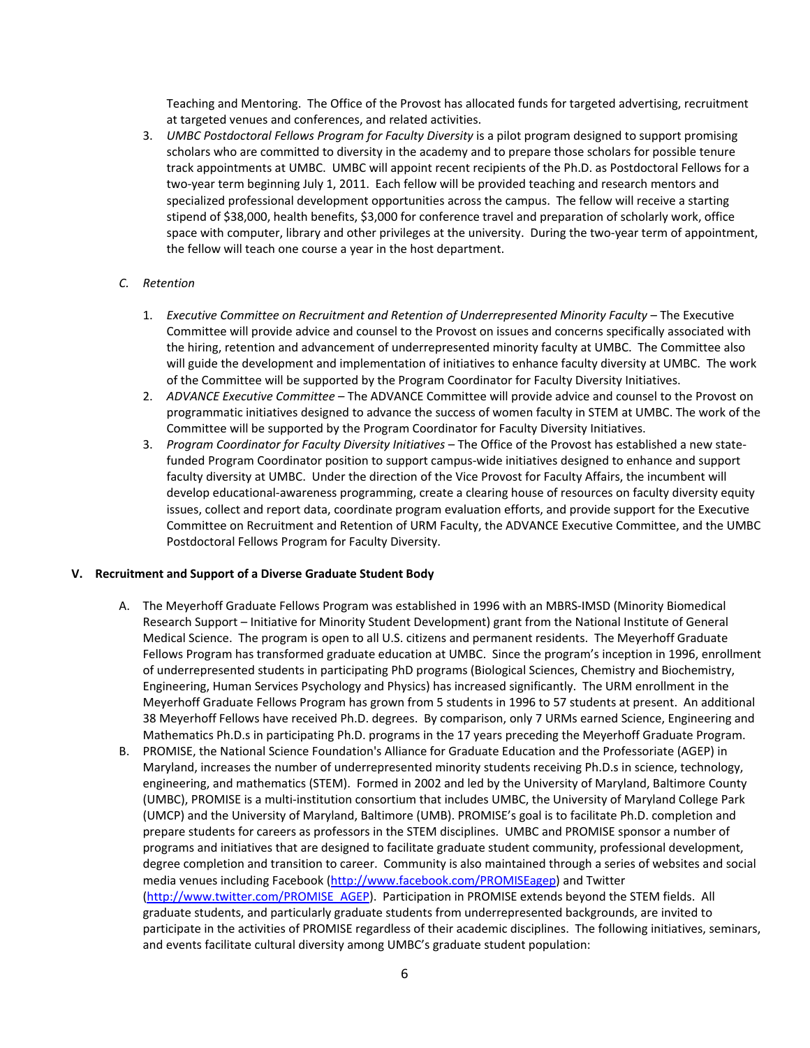Teaching and Mentoring. The Office of the Provost has allocated funds for targeted advertising, recruitment at targeted venues and conferences, and related activities.

3. *UMBC Postdoctoral Fellows Program for Faculty Diversity* is a pilot program designed to support promising scholars who are committed to diversity in the academy and to prepare those scholars for possible tenure track appointments at UMBC. UMBC will appoint recent recipients of the Ph.D. as Postdoctoral Fellows for a two-year term beginning July 1, 2011. Each fellow will be provided teaching and research mentors and specialized professional development opportunities across the campus. The fellow will receive a starting stipend of $38,000, health benefits, $3,000 for conference travel and preparation of scholarly work, office space with computer, library and other privileges at the university. During the two-year term of appointment, the fellow will teach one course a year in the host department.

*C. Retention*

1. *Executive Committee on Recruitment and Retention of Underrepresented Minority Faculty* – The Executive Committee will provide advice and counsel to the Provost on issues and concerns specifically associated with the hiring, retention and advancement of underrepresented minority faculty at UMBC. The Committee also will guide the development and implementation of initiatives to enhance faculty diversity at UMBC. The work of the Committee will be supported by the Program Coordinator for Faculty Diversity Initiatives.
2. *ADVANCE Executive Committee* – The ADVANCE Committee will provide advice and counsel to the Provost on programmatic initiatives designed to advance the success of women faculty in STEM at UMBC. The work of the Committee will be supported by the Program Coordinator for Faculty Diversity Initiatives.
3. *Program Coordinator for Faculty Diversity Initiatives* – The Office of the Provost has established a new state-funded Program Coordinator position to support campus-wide initiatives designed to enhance and support faculty diversity at UMBC. Under the direction of the Vice Provost for Faculty Affairs, the incumbent will develop educational-awareness programming, create a clearing house of resources on faculty diversity equity issues, collect and report data, coordinate program evaluation efforts, and provide support for the Executive Committee on Recruitment and Retention of URM Faculty, the ADVANCE Executive Committee, and the UMBC Postdoctoral Fellows Program for Faculty Diversity.

## V. Recruitment and Support of a Diverse Graduate Student Body

A. The Meyerhoff Graduate Fellows Program was established in 1996 with an MBRS-IMSD (Minority Biomedical Research Support – Initiative for Minority Student Development) grant from the National Institute of General Medical Science. The program is open to all U.S. citizens and permanent residents. The Meyerhoff Graduate Fellows Program has transformed graduate education at UMBC. Since the program's inception in 1996, enrollment of underrepresented students in participating PhD programs (Biological Sciences, Chemistry and Biochemistry, Engineering, Human Services Psychology and Physics) has increased significantly. The URM enrollment in the Meyerhoff Graduate Fellows Program has grown from 5 students in 1996 to 57 students at present. An additional 38 Meyerhoff Fellows have received Ph.D. degrees. By comparison, only 7 URMs earned Science, Engineering and Mathematics Ph.D.s in participating Ph.D. programs in the 17 years preceding the Meyerhoff Graduate Program.

B. PROMISE, the National Science Foundation's Alliance for Graduate Education and the Professoriate (AGEP) in Maryland, increases the number of underrepresented minority students receiving Ph.D.s in science, technology, engineering, and mathematics (STEM). Formed in 2002 and led by the University of Maryland, Baltimore County (UMBC), PROMISE is a multi-institution consortium that includes UMBC, the University of Maryland College Park (UMCP) and the University of Maryland, Baltimore (UMB). PROMISE's goal is to facilitate Ph.D. completion and prepare students for careers as professors in the STEM disciplines. UMBC and PROMISE sponsor a number of programs and initiatives that are designed to facilitate graduate student community, professional development, degree completion and transition to career. Community is also maintained through a series of websites and social media venues including Facebook (http://www.facebook.com/PROMISEagep) and Twitter (http://www.twitter.com/PROMISE_AGEP). Participation in PROMISE extends beyond the STEM fields. All graduate students, and particularly graduate students from underrepresented backgrounds, are invited to participate in the activities of PROMISE regardless of their academic disciplines. The following initiatives, seminars, and events facilitate cultural diversity among UMBC's graduate student population: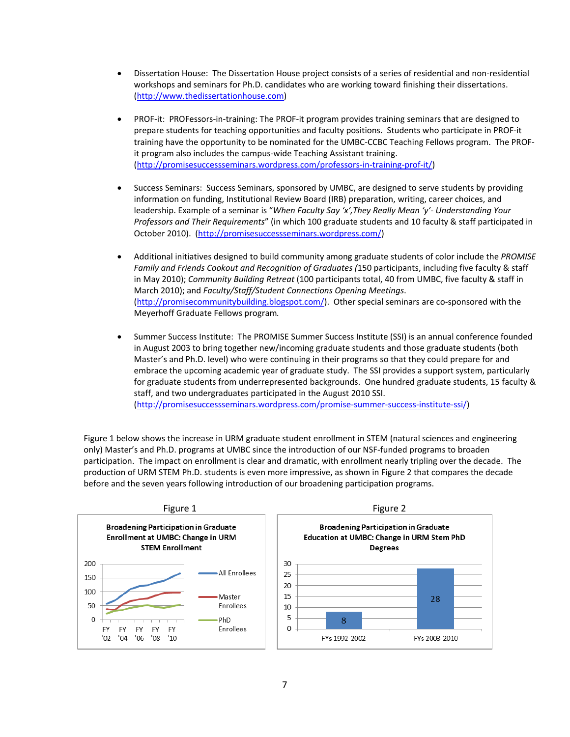- Dissertation House: The Dissertation House project consists of a series of residential and non-residential workshops and seminars for Ph.D. candidates who are working toward finishing their dissertations. (http://www.thedissertationhouse.com)

- PROF-it: PROFessors-in-training: The PROF-it program provides training seminars that are designed to prepare students for teaching opportunities and faculty positions. Students who participate in PROF-it training have the opportunity to be nominated for the UMBC-CCBC Teaching Fellows program. The PROF-it program also includes the campus-wide Teaching Assistant training. (http://promisesuccessseminars.wordpress.com/professors-in-training-prof-it/)

- Success Seminars: Success Seminars, sponsored by UMBC, are designed to serve students by providing information on funding, Institutional Review Board (IRB) preparation, writing, career choices, and leadership. Example of a seminar is "*When Faculty Say 'x',They Really Mean 'y'- Understanding Your Professors and Their Requirements*" (in which 100 graduate students and 10 faculty & staff participated in October 2010). (http://promisesuccessseminars.wordpress.com/)

- Additional initiatives designed to build community among graduate students of color include the *PROMISE Family and Friends Cookout and Recognition of Graduates (*150 participants, including five faculty & staff in May 2010); *Community Building Retreat* (100 participants total, 40 from UMBC, five faculty & staff in March 2010); and *Faculty/Staff/Student Connections Opening Meetings*. (http://promisecommunitybuilding.blogspot.com/). Other special seminars are co-sponsored with the Meyerhoff Graduate Fellows program.

- Summer Success Institute: The PROMISE Summer Success Institute (SSI) is an annual conference founded in August 2003 to bring together new/incoming graduate students and those graduate students (both Master's and Ph.D. level) who were continuing in their programs so that they could prepare for and embrace the upcoming academic year of graduate study. The SSI provides a support system, particularly for graduate students from underrepresented backgrounds. One hundred graduate students, 15 faculty & staff, and two undergraduates participated in the August 2010 SSI. (http://promisesuccessseminars.wordpress.com/promise-summer-success-institute-ssi/)

Figure 1 below shows the increase in URM graduate student enrollment in STEM (natural sciences and engineering only) Master's and Ph.D. programs at UMBC since the introduction of our NSF-funded programs to broaden participation. The impact on enrollment is clear and dramatic, with enrollment nearly tripling over the decade. The production of URM STEM Ph.D. students is even more impressive, as shown in Figure 2 that compares the decade before and the seven years following introduction of our broadening participation programs.

Figure 1

**Broadening Participation in Graduate Enrollment at UMBC: Change in URM STEM Enrollment**

Figure 2

**Broadening Participation in Graduate Education at UMBC: Change in URM Stem PhD Degrees**

| Period | URM STEM PhD Degrees |
|---|---|
| FYs 1992-2002 | 8 |
| FYs 2003-2010 | 28 |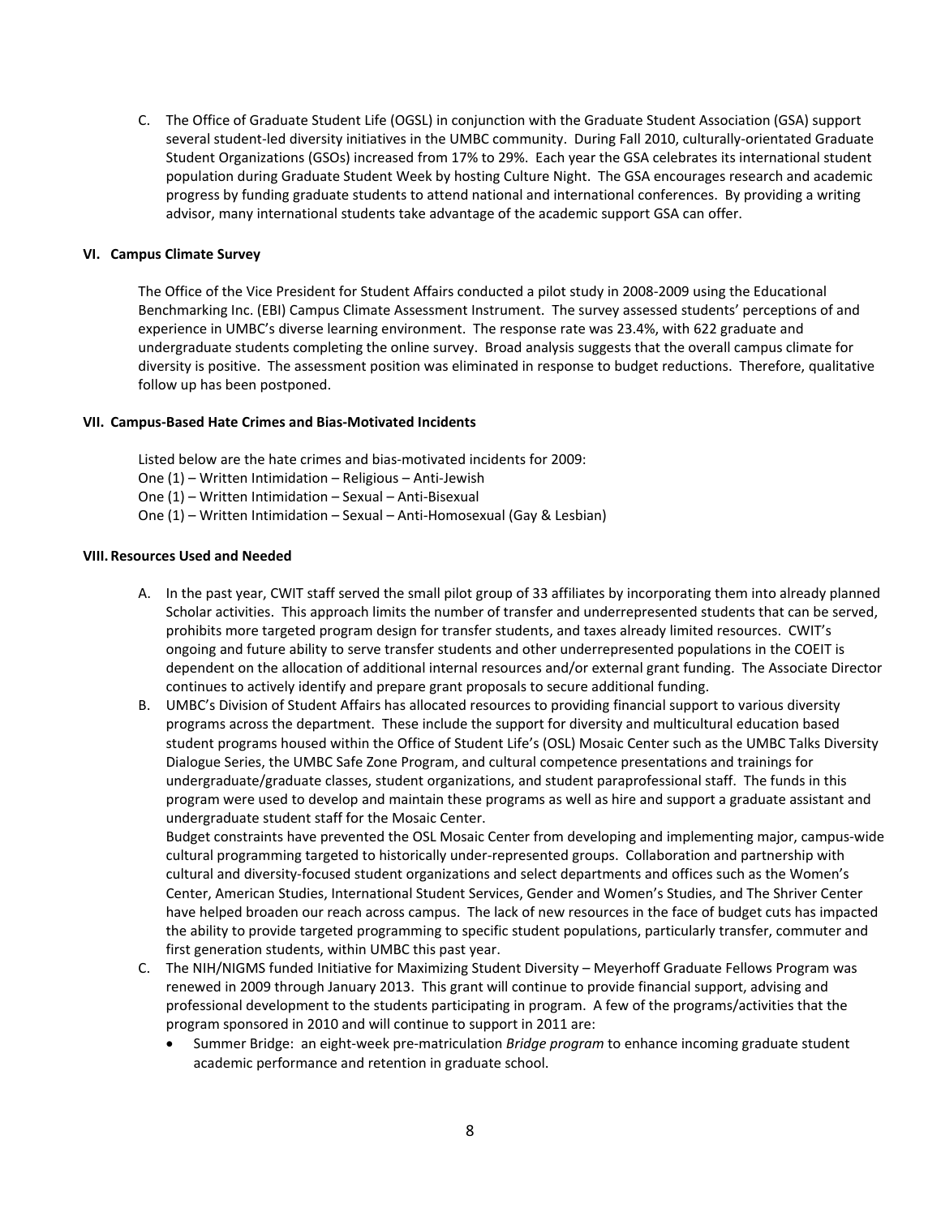C. The Office of Graduate Student Life (OGSL) in conjunction with the Graduate Student Association (GSA) support several student-led diversity initiatives in the UMBC community. During Fall 2010, culturally-orientated Graduate Student Organizations (GSOs) increased from 17% to 29%. Each year the GSA celebrates its international student population during Graduate Student Week by hosting Culture Night. The GSA encourages research and academic progress by funding graduate students to attend national and international conferences. By providing a writing advisor, many international students take advantage of the academic support GSA can offer.

### VI. Campus Climate Survey

The Office of the Vice President for Student Affairs conducted a pilot study in 2008-2009 using the Educational Benchmarking Inc. (EBI) Campus Climate Assessment Instrument. The survey assessed students' perceptions of and experience in UMBC's diverse learning environment. The response rate was 23.4%, with 622 graduate and undergraduate students completing the online survey. Broad analysis suggests that the overall campus climate for diversity is positive. The assessment position was eliminated in response to budget reductions. Therefore, qualitative follow up has been postponed.

### VII. Campus-Based Hate Crimes and Bias-Motivated Incidents

Listed below are the hate crimes and bias-motivated incidents for 2009:
One (1) – Written Intimidation – Religious – Anti-Jewish
One (1) – Written Intimidation – Sexual – Anti-Bisexual
One (1) – Written Intimidation – Sexual – Anti-Homosexual (Gay & Lesbian)

### VIII. Resources Used and Needed

A. In the past year, CWIT staff served the small pilot group of 33 affiliates by incorporating them into already planned Scholar activities. This approach limits the number of transfer and underrepresented students that can be served, prohibits more targeted program design for transfer students, and taxes already limited resources. CWIT's ongoing and future ability to serve transfer students and other underrepresented populations in the COEIT is dependent on the allocation of additional internal resources and/or external grant funding. The Associate Director continues to actively identify and prepare grant proposals to secure additional funding.

B. UMBC's Division of Student Affairs has allocated resources to providing financial support to various diversity programs across the department. These include the support for diversity and multicultural education based student programs housed within the Office of Student Life's (OSL) Mosaic Center such as the UMBC Talks Diversity Dialogue Series, the UMBC Safe Zone Program, and cultural competence presentations and trainings for undergraduate/graduate classes, student organizations, and student paraprofessional staff. The funds in this program were used to develop and maintain these programs as well as hire and support a graduate assistant and undergraduate student staff for the Mosaic Center.
Budget constraints have prevented the OSL Mosaic Center from developing and implementing major, campus-wide cultural programming targeted to historically under-represented groups. Collaboration and partnership with cultural and diversity-focused student organizations and select departments and offices such as the Women's Center, American Studies, International Student Services, Gender and Women's Studies, and The Shriver Center have helped broaden our reach across campus. The lack of new resources in the face of budget cuts has impacted the ability to provide targeted programming to specific student populations, particularly transfer, commuter and first generation students, within UMBC this past year.

C. The NIH/NIGMS funded Initiative for Maximizing Student Diversity – Meyerhoff Graduate Fellows Program was renewed in 2009 through January 2013. This grant will continue to provide financial support, advising and professional development to the students participating in program. A few of the programs/activities that the program sponsored in 2010 and will continue to support in 2011 are:
   - Summer Bridge: an eight-week pre-matriculation *Bridge program* to enhance incoming graduate student academic performance and retention in graduate school.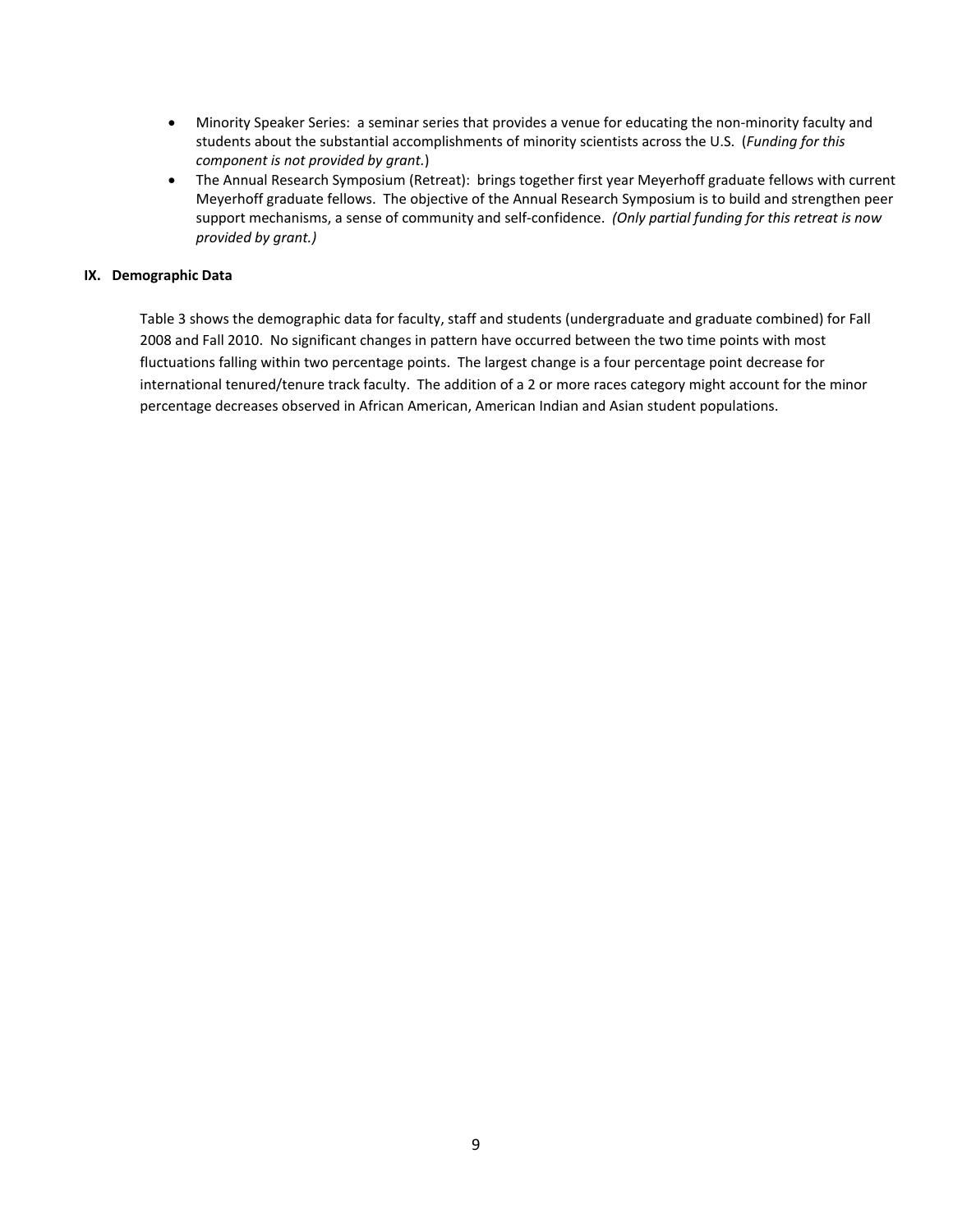- Minority Speaker Series: a seminar series that provides a venue for educating the non-minority faculty and students about the substantial accomplishments of minority scientists across the U.S. (*Funding for this component is not provided by grant.*)
- The Annual Research Symposium (Retreat): brings together first year Meyerhoff graduate fellows with current Meyerhoff graduate fellows. The objective of the Annual Research Symposium is to build and strengthen peer support mechanisms, a sense of community and self-confidence. *(Only partial funding for this retreat is now provided by grant.)*

## IX. Demographic Data

Table 3 shows the demographic data for faculty, staff and students (undergraduate and graduate combined) for Fall 2008 and Fall 2010. No significant changes in pattern have occurred between the two time points with most fluctuations falling within two percentage points. The largest change is a four percentage point decrease for international tenured/tenure track faculty. The addition of a 2 or more races category might account for the minor percentage decreases observed in African American, American Indian and Asian student populations.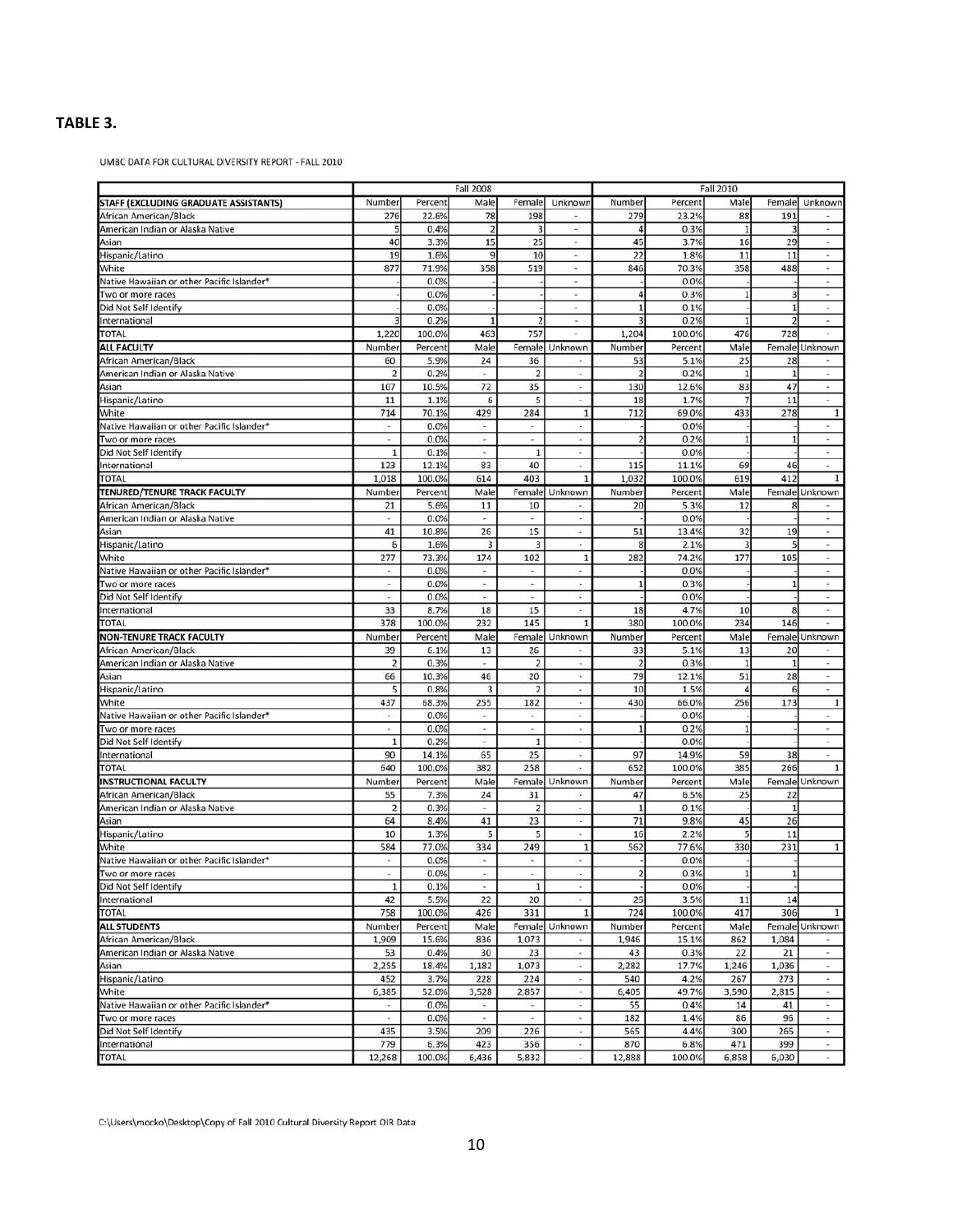**TABLE 3.**

UMBC DATA FOR CULTURAL DIVERSITY REPORT - FALL 2010

| | Fall 2008 | | | | | Fall 2010 | | | | |
|---|---|---|---|---|---|---|---|---|---|---|
| **STAFF (EXCLUDING GRADUATE ASSISTANTS)** | Number | Percent | Male | Female | Unknown | Number | Percent | Male | Female | Unknown |
| African American/Black | 276 | 22.6% | 78 | 198 | - | 279 | 23.2% | 88 | 191 | - |
| American Indian or Alaska Native | 5 | 0.4% | 2 | 3 | - | 4 | 0.3% | 1 | 3 | - |
| Asian | 40 | 3.3% | 15 | 25 | - | 45 | 3.7% | 16 | 29 | - |
| Hispanic/Latino | 19 | 1.6% | 9 | 10 | - | 22 | 1.8% | 11 | 11 | - |
| White | 877 | 71.9% | 358 | 519 | - | 846 | 70.3% | 358 | 488 | - |
| Native Hawaiian or other Pacific Islander* | - | 0.0% | - | - | - | - | 0.0% | - | - | - |
| Two or more races | - | 0.0% | - | - | - | 4 | 0.3% | 1 | 3 | - |
| Did Not Self Identify | - | 0.0% | - | - | - | 1 | 0.1% | - | 1 | - |
| International | 3 | 0.2% | 1 | 2 | - | 3 | 0.2% | 1 | 2 | - |
| TOTAL | 1,220 | 100.0% | 463 | 757 | - | 1,204 | 100.0% | 476 | 728 | - |
| **ALL FACULTY** | Number | Percent | Male | Female | Unknown | Number | Percent | Male | Female | Unknown |
| African American/Black | 60 | 5.9% | 24 | 36 | - | 53 | 5.1% | 25 | 28 | - |
| American Indian or Alaska Native | 2 | 0.2% | - | 2 | - | 2 | 0.2% | 1 | 1 | - |
| Asian | 107 | 10.5% | 72 | 35 | - | 130 | 12.6% | 83 | 47 | - |
| Hispanic/Latino | 11 | 1.1% | 6 | 5 | - | 18 | 1.7% | 7 | 11 | - |
| White | 714 | 70.1% | 429 | 284 | 1 | 712 | 69.0% | 433 | 278 | 1 |
| Native Hawaiian or other Pacific Islander* | - | 0.0% | - | - | - | - | 0.0% | - | - | - |
| Two or more races | - | 0.0% | - | - | - | 2 | 0.2% | 1 | 1 | - |
| Did Not Self Identify | 1 | 0.1% | - | 1 | - | - | 0.0% | - | - | - |
| International | 123 | 12.1% | 83 | 40 | - | 115 | 11.1% | 69 | 46 | - |
| TOTAL | 1,018 | 100.0% | 614 | 403 | 1 | 1,032 | 100.0% | 619 | 412 | 1 |
| **TENURED/TENURE TRACK FACULTY** | Number | Percent | Male | Female | Unknown | Number | Percent | Male | Female | Unknown |
| African American/Black | 21 | 5.6% | 11 | 10 | - | 20 | 5.3% | 12 | 8 | - |
| American Indian or Alaska Native | - | 0.0% | - | - | - | - | 0.0% | - | - | - |
| Asian | 41 | 10.8% | 26 | 15 | - | 51 | 13.4% | 32 | 19 | - |
| Hispanic/Latino | 6 | 1.6% | 3 | 3 | - | 8 | 2.1% | 3 | 5 | - |
| White | 277 | 73.3% | 174 | 102 | 1 | 282 | 74.2% | 177 | 105 | - |
| Native Hawaiian or other Pacific Islander* | - | 0.0% | - | - | - | - | 0.0% | - | - | - |
| Two or more races | - | 0.0% | - | - | - | 1 | 0.3% | - | 1 | - |
| Did Not Self Identify | - | 0.0% | - | - | - | - | 0.0% | - | - | - |
| International | 33 | 8.7% | 18 | 15 | - | 18 | 4.7% | 10 | 8 | - |
| TOTAL | 378 | 100.0% | 232 | 145 | 1 | 380 | 100.0% | 234 | 146 | - |
| **NON-TENURE TRACK FACULTY** | Number | Percent | Male | Female | Unknown | Number | Percent | Male | Female | Unknown |
| African American/Black | 39 | 6.1% | 13 | 26 | - | 33 | 5.1% | 13 | 20 | - |
| American Indian or Alaska Native | 2 | 0.3% | - | 2 | - | 2 | 0.3% | 1 | 1 | - |
| Asian | 66 | 10.3% | 46 | 20 | - | 79 | 12.1% | 51 | 28 | - |
| Hispanic/Latino | 5 | 0.8% | 3 | 2 | - | 10 | 1.5% | 4 | 6 | - |
| White | 437 | 68.3% | 255 | 182 | - | 430 | 66.0% | 256 | 173 | 1 |
| Native Hawaiian or other Pacific Islander* | - | 0.0% | - | - | - | - | 0.0% | - | - | - |
| Two or more races | - | 0.0% | - | - | - | 1 | 0.2% | 1 | - | - |
| Did Not Self Identify | 1 | 0.2% | - | 1 | - | - | 0.0% | - | - | - |
| International | 90 | 14.1% | 65 | 25 | - | 97 | 14.9% | 59 | 38 | - |
| TOTAL | 640 | 100.0% | 382 | 258 | - | 652 | 100.0% | 385 | 266 | 1 |
| **INSTRUCTIONAL FACULTY** | Number | Percent | Male | Female | Unknown | Number | Percent | Male | Female | Unknown |
| African American/Black | 55 | 7.3% | 24 | 31 | - | 47 | 6.5% | 25 | 22 | |
| American Indian or Alaska Native | 2 | 0.3% | - | 2 | - | 1 | 0.1% | - | 1 | |
| Asian | 64 | 8.4% | 41 | 23 | - | 71 | 9.8% | 45 | 26 | |
| Hispanic/Latino | 10 | 1.3% | 5 | 5 | - | 16 | 2.2% | 5 | 11 | |
| White | 584 | 77.0% | 334 | 249 | 1 | 562 | 77.6% | 330 | 231 | 1 |
| Native Hawaiian or other Pacific Islander* | - | 0.0% | - | - | - | - | 0.0% | - | - | |
| Two or more races | - | 0.0% | - | - | - | 2 | 0.3% | 1 | 1 | |
| Did Not Self Identify | 1 | 0.1% | - | 1 | - | - | 0.0% | - | - | |
| International | 42 | 5.5% | 22 | 20 | - | 25 | 3.5% | 11 | 14 | |
| TOTAL | 758 | 100.0% | 426 | 331 | 1 | 724 | 100.0% | 417 | 306 | 1 |
| **ALL STUDENTS** | Number | Percent | Male | Female | Unknown | Number | Percent | Male | Female | Unknown |
| African American/Black | 1,909 | 15.6% | 836 | 1,073 | - | 1,946 | 15.1% | 862 | 1,084 | - |
| American Indian or Alaska Native | 53 | 0.4% | 30 | 23 | - | 43 | 0.3% | 22 | 21 | - |
| Asian | 2,255 | 18.4% | 1,182 | 1,073 | - | 2,282 | 17.7% | 1,246 | 1,036 | - |
| Hispanic/Latino | 452 | 3.7% | 228 | 224 | - | 540 | 4.2% | 267 | 273 | - |
| White | 6,385 | 52.0% | 3,528 | 2,857 | - | 6,405 | 49.7% | 3,590 | 2,815 | - |
| Native Hawaiian or other Pacific Islander* | - | 0.0% | - | - | - | 55 | 0.4% | 14 | 41 | - |
| Two or more races | - | 0.0% | - | - | - | 182 | 1.4% | 86 | 96 | - |
| Did Not Self Identify | 435 | 3.5% | 209 | 226 | - | 565 | 4.4% | 300 | 265 | - |
| International | 779 | 6.3% | 423 | 356 | - | 870 | 6.8% | 471 | 399 | - |
| TOTAL | 12,268 | 100.0% | 6,436 | 5,832 | - | 12,888 | 100.0% | 6,858 | 6,030 | - |

C:\Users\mocko\Desktop\Copy of Fall 2010 Cultural Diversity Report OIR Data